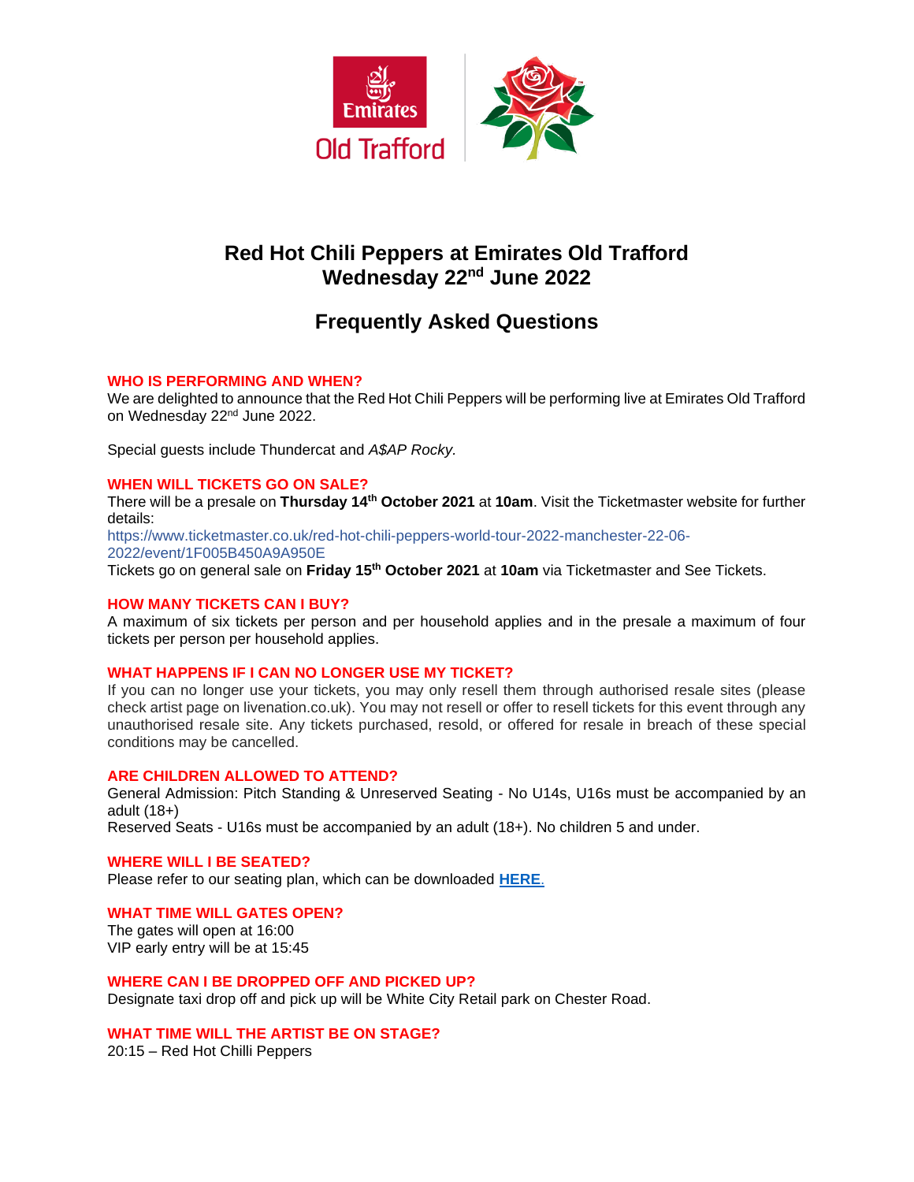# Red Hot Chili Peppers at Emirates Old Trafford
# Wednesday 22nd June 2022

## Frequently Asked Questions

**WHO IS PERFORMING AND WHEN?**

We are delighted to announce that the Red Hot Chili Peppers will be performing live at Emirates Old Trafford on Wednesday 22nd June 2022.

Special guests include Thundercat and *A$AP Rocky.*

**WHEN WILL TICKETS GO ON SALE?**

There will be a presale on **Thursday 14th October 2021** at **10am**. Visit the Ticketmaster website for further details:
https://www.ticketmaster.co.uk/red-hot-chili-peppers-world-tour-2022-manchester-22-06-2022/event/1F005B450A9A950E
Tickets go on general sale on **Friday 15th October 2021** at **10am** via Ticketmaster and See Tickets.

**HOW MANY TICKETS CAN I BUY?**

A maximum of six tickets per person and per household applies and in the presale a maximum of four tickets per person per household applies.

**WHAT HAPPENS IF I CAN NO LONGER USE MY TICKET?**

If you can no longer use your tickets, you may only resell them through authorised resale sites (please check artist page on livenation.co.uk). You may not resell or offer to resell tickets for this event through any unauthorised resale site. Any tickets purchased, resold, or offered for resale in breach of these special conditions may be cancelled.

**ARE CHILDREN ALLOWED TO ATTEND?**

General Admission: Pitch Standing & Unreserved Seating - No U14s, U16s must be accompanied by an adult (18+)
Reserved Seats - U16s must be accompanied by an adult (18+). No children 5 and under.

**WHERE WILL I BE SEATED?**

Please refer to our seating plan, which can be downloaded **HERE**.

**WHAT TIME WILL GATES OPEN?**

The gates will open at 16:00
VIP early entry will be at 15:45

**WHERE CAN I BE DROPPED OFF AND PICKED UP?**

Designate taxi drop off and pick up will be White City Retail park on Chester Road.

**WHAT TIME WILL THE ARTIST BE ON STAGE?**

20:15 – Red Hot Chilli Peppers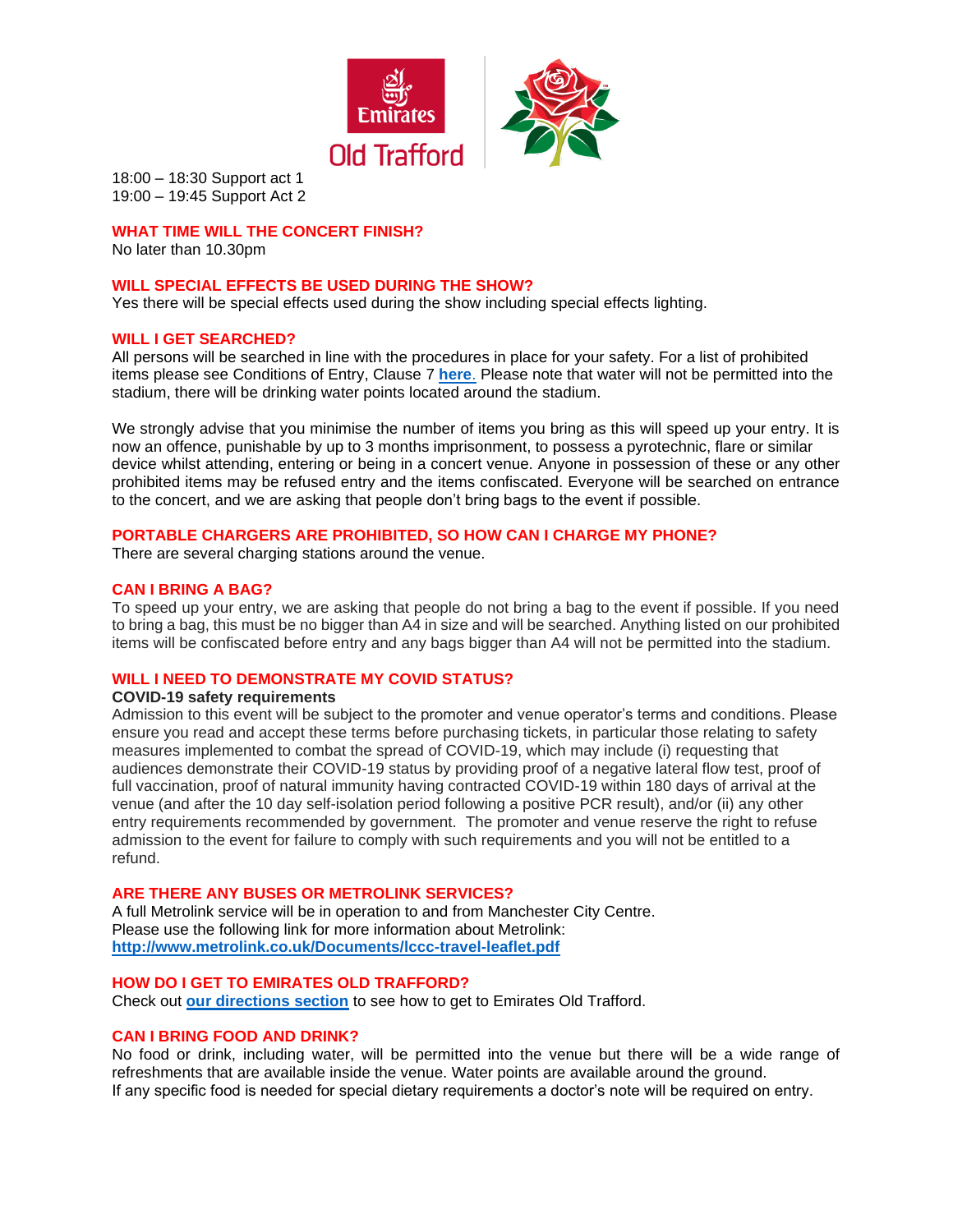18:00 – 18:30 Support act 1
19:00 – 19:45 Support Act 2

## WHAT TIME WILL THE CONCERT FINISH?

No later than 10.30pm

## WILL SPECIAL EFFECTS BE USED DURING THE SHOW?

Yes there will be special effects used during the show including special effects lighting.

## WILL I GET SEARCHED?

All persons will be searched in line with the procedures in place for your safety. For a list of prohibited items please see Conditions of Entry, Clause 7 **here**. Please note that water will not be permitted into the stadium, there will be drinking water points located around the stadium.

We strongly advise that you minimise the number of items you bring as this will speed up your entry. It is now an offence, punishable by up to 3 months imprisonment, to possess a pyrotechnic, flare or similar device whilst attending, entering or being in a concert venue. Anyone in possession of these or any other prohibited items may be refused entry and the items confiscated. Everyone will be searched on entrance to the concert, and we are asking that people don't bring bags to the event if possible.

## PORTABLE CHARGERS ARE PROHIBITED, SO HOW CAN I CHARGE MY PHONE?

There are several charging stations around the venue.

## CAN I BRING A BAG?

To speed up your entry, we are asking that people do not bring a bag to the event if possible. If you need to bring a bag, this must be no bigger than A4 in size and will be searched. Anything listed on our prohibited items will be confiscated before entry and any bags bigger than A4 will not be permitted into the stadium.

## WILL I NEED TO DEMONSTRATE MY COVID STATUS?

**COVID-19 safety requirements**

Admission to this event will be subject to the promoter and venue operator's terms and conditions. Please ensure you read and accept these terms before purchasing tickets, in particular those relating to safety measures implemented to combat the spread of COVID-19, which may include (i) requesting that audiences demonstrate their COVID-19 status by providing proof of a negative lateral flow test, proof of full vaccination, proof of natural immunity having contracted COVID-19 within 180 days of arrival at the venue (and after the 10 day self-isolation period following a positive PCR result), and/or (ii) any other entry requirements recommended by government. The promoter and venue reserve the right to refuse admission to the event for failure to comply with such requirements and you will not be entitled to a refund.

## ARE THERE ANY BUSES OR METROLINK SERVICES?

A full Metrolink service will be in operation to and from Manchester City Centre.
Please use the following link for more information about Metrolink:
**http://www.metrolink.co.uk/Documents/lccc-travel-leaflet.pdf**

## HOW DO I GET TO EMIRATES OLD TRAFFORD?

Check out **our directions section** to see how to get to Emirates Old Trafford.

## CAN I BRING FOOD AND DRINK?

No food or drink, including water, will be permitted into the venue but there will be a wide range of refreshments that are available inside the venue. Water points are available around the ground.
If any specific food is needed for special dietary requirements a doctor's note will be required on entry.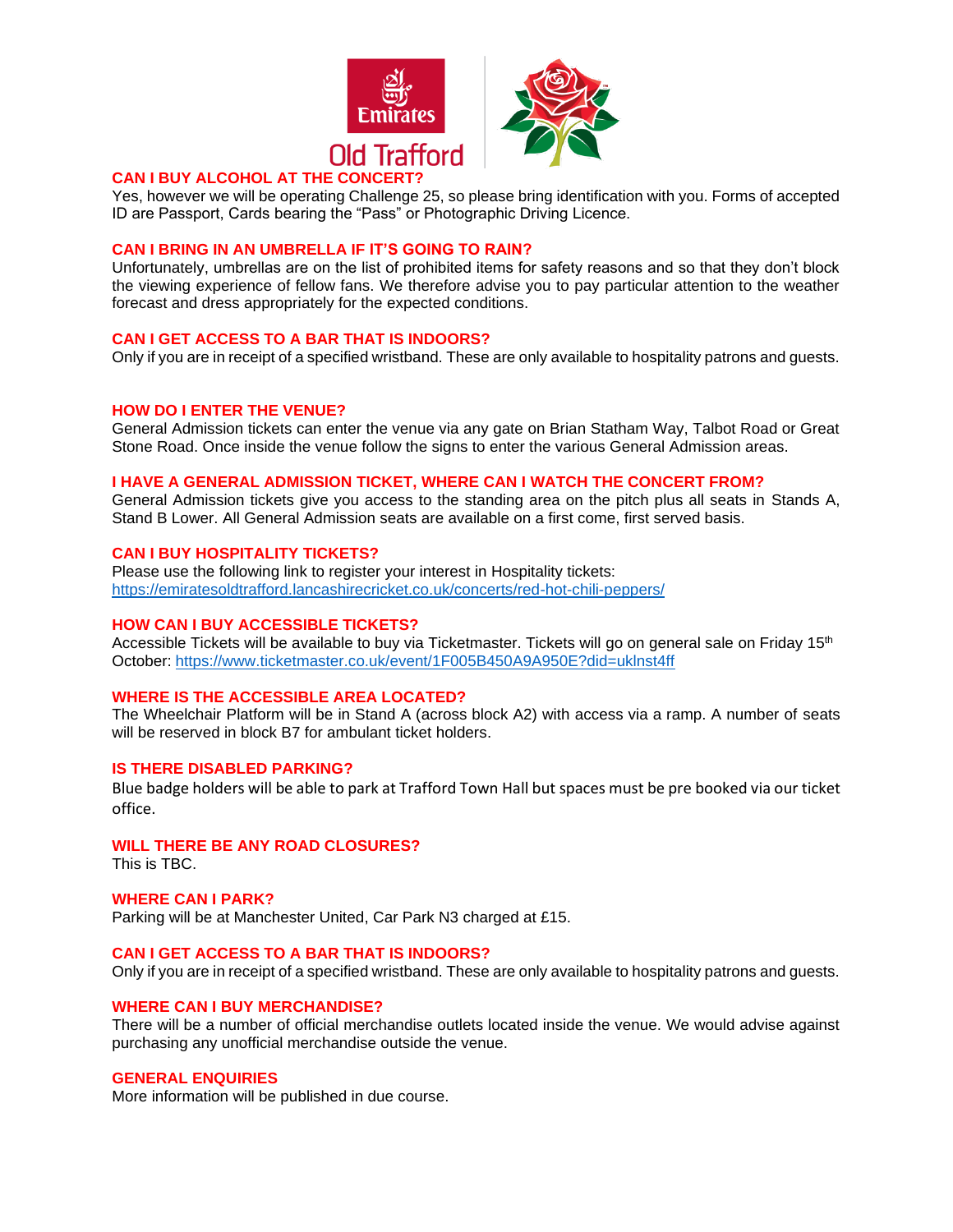## CAN I BUY ALCOHOL AT THE CONCERT?

Yes, however we will be operating Challenge 25, so please bring identification with you. Forms of accepted ID are Passport, Cards bearing the "Pass" or Photographic Driving Licence.

## CAN I BRING IN AN UMBRELLA IF IT'S GOING TO RAIN?

Unfortunately, umbrellas are on the list of prohibited items for safety reasons and so that they don't block the viewing experience of fellow fans. We therefore advise you to pay particular attention to the weather forecast and dress appropriately for the expected conditions.

## CAN I GET ACCESS TO A BAR THAT IS INDOORS?

Only if you are in receipt of a specified wristband. These are only available to hospitality patrons and guests.

## HOW DO I ENTER THE VENUE?

General Admission tickets can enter the venue via any gate on Brian Statham Way, Talbot Road or Great Stone Road. Once inside the venue follow the signs to enter the various General Admission areas.

## I HAVE A GENERAL ADMISSION TICKET, WHERE CAN I WATCH THE CONCERT FROM?

General Admission tickets give you access to the standing area on the pitch plus all seats in Stands A, Stand B Lower. All General Admission seats are available on a first come, first served basis.

## CAN I BUY HOSPITALITY TICKETS?

Please use the following link to register your interest in Hospitality tickets:
https://emiratesoldtrafford.lancashirecricket.co.uk/concerts/red-hot-chili-peppers/

## HOW CAN I BUY ACCESSIBLE TICKETS?

Accessible Tickets will be available to buy via Ticketmaster. Tickets will go on general sale on Friday 15th October: https://www.ticketmaster.co.uk/event/1F005B450A9A950E?did=uklnst4ff

## WHERE IS THE ACCESSIBLE AREA LOCATED?

The Wheelchair Platform will be in Stand A (across block A2) with access via a ramp. A number of seats will be reserved in block B7 for ambulant ticket holders.

## IS THERE DISABLED PARKING?

Blue badge holders will be able to park at Trafford Town Hall but spaces must be pre booked via our ticket office.

## WILL THERE BE ANY ROAD CLOSURES?

This is TBC.

## WHERE CAN I PARK?

Parking will be at Manchester United, Car Park N3 charged at £15.

## CAN I GET ACCESS TO A BAR THAT IS INDOORS?

Only if you are in receipt of a specified wristband. These are only available to hospitality patrons and guests.

## WHERE CAN I BUY MERCHANDISE?

There will be a number of official merchandise outlets located inside the venue. We would advise against purchasing any unofficial merchandise outside the venue.

## GENERAL ENQUIRIES

More information will be published in due course.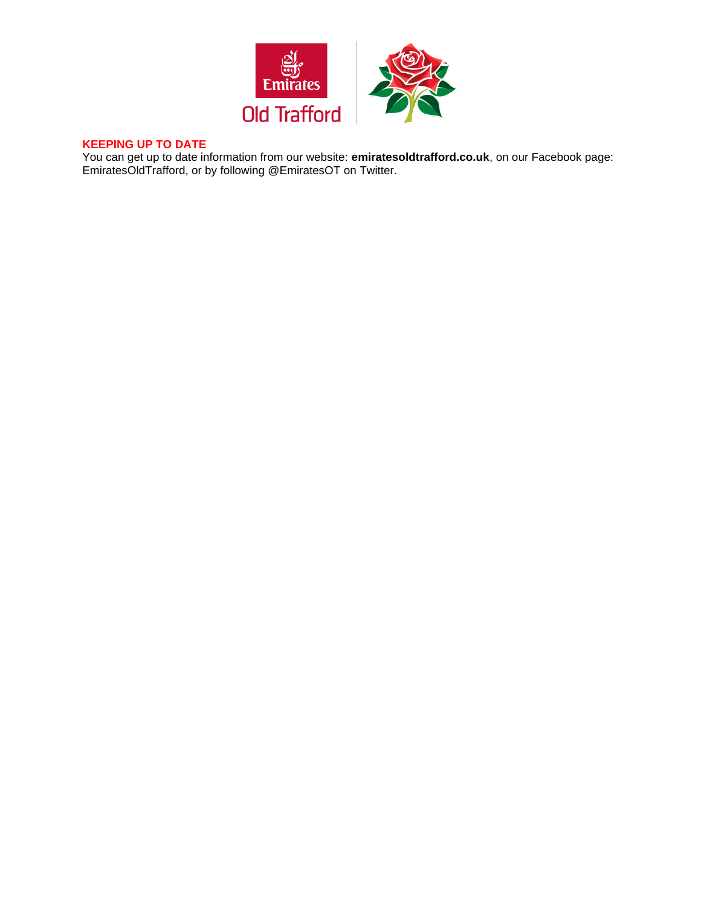## KEEPING UP TO DATE

You can get up to date information from our website: **emiratesoldtrafford.co.uk**, on our Facebook page: EmiratesOldTrafford, or by following @EmiratesOT on Twitter.